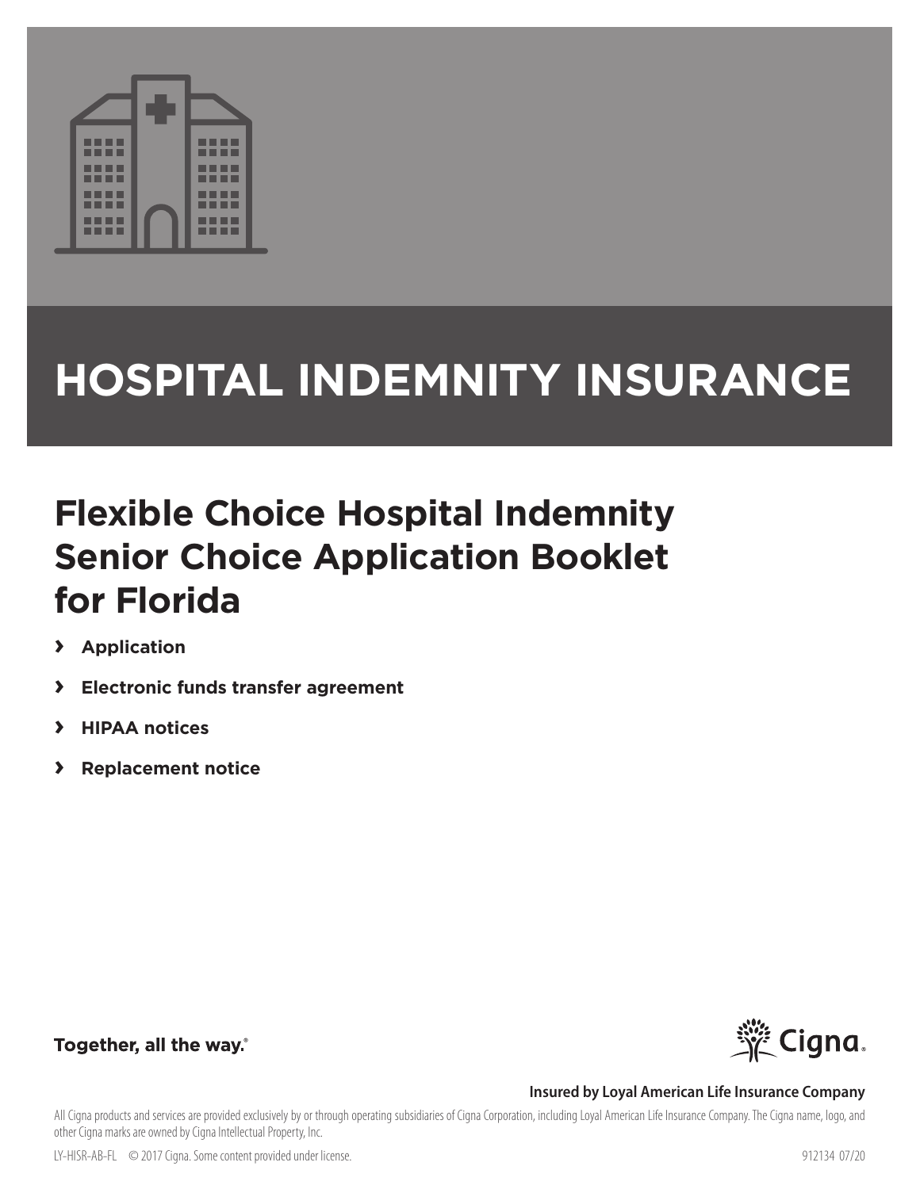# HOSPITAL INDEMNITY INSURANCE

## Flexible Choice Hospital Indemnity Senior Choice Application Booklet for Florida

- **Application**
- **Electronic funds transfer agreement**
- **HIPAA notices**
- **Replacement notice**

**Together, all the way.**®

Cigna.

**Insured by Loyal American Life Insurance Company**

All Cigna products and services are provided exclusively by or through operating subsidiaries of Cigna Corporation, including Loyal American Life Insurance Company. The Cigna name, logo, and other Cigna marks are owned by Cigna Intellectual Property, Inc.

LY-HISR-AB-FL © 2017 Cigna. Some content provided under license. 912134 07/20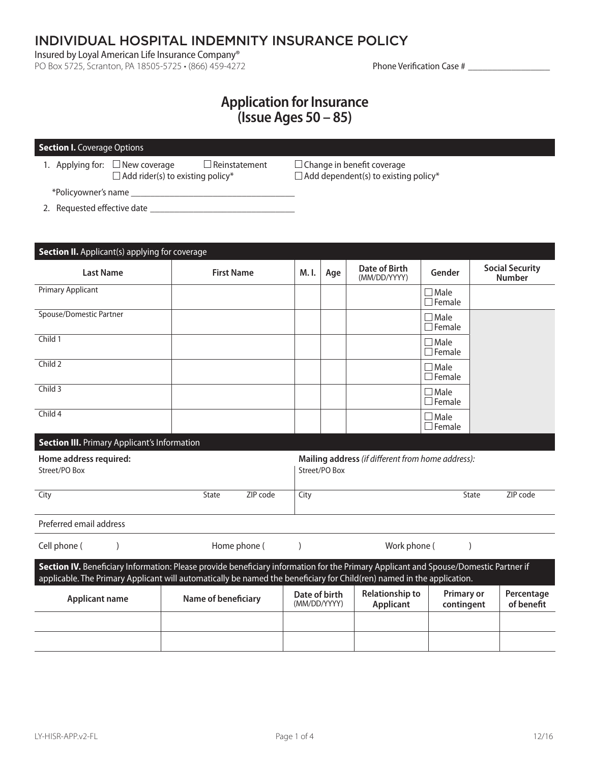# INDIVIDUAL HOSPITAL INDEMNITY INSURANCE POLICY

Insured by Loyal American Life Insurance Company®
PO Box 5725, Scranton, PA 18505-5725 • (866) 459-4272

Phone Verification Case # ___________________

## Application for Insurance (Issue Ages 50 – 85)

### Section I. Coverage Options

1. Applying for: ☐ New coverage ☐ Reinstatement ☐ Change in benefit coverage
   ☐ Add rider(s) to existing policy* ☐ Add dependent(s) to existing policy*

   *Policyowner's name _____________________________________

2. Requested effective date _________________________________

### Section II. Applicant(s) applying for coverage

| Last Name | First Name | M. I. | Age | Date of Birth (MM/DD/YYYY) | Gender | Social Security Number |
|---|---|---|---|---|---|---|
| Primary Applicant | | | | | ☐ Male ☐ Female | |
| Spouse/Domestic Partner | | | | | ☐ Male ☐ Female | |
| Child 1 | | | | | ☐ Male ☐ Female | |
| Child 2 | | | | | ☐ Male ☐ Female | |
| Child 3 | | | | | ☐ Male ☐ Female | |
| Child 4 | | | | | ☐ Male ☐ Female | |

### Section III. Primary Applicant's Information

| **Home address required:** | | | **Mailing address** *(if different from home address):* | | |
|---|---|---|---|---|---|
| Street/PO Box | | | Street/PO Box | | |
| City | State | ZIP code | City | State | ZIP code |

Preferred email address

Cell phone (        )                Home phone (        )                Work phone (        )

### Section IV. Beneficiary Information: Please provide beneficiary information for the Primary Applicant and Spouse/Domestic Partner if applicable. The Primary Applicant will automatically be named the beneficiary for Child(ren) named in the application.

| Applicant name | Name of beneficiary | Date of birth (MM/DD/YYYY) | Relationship to Applicant | Primary or contingent | Percentage of benefit |
|---|---|---|---|---|---|
| | | | | | |
| | | | | | |

LY-HISR-APP.v2-FL                                                                                    12/16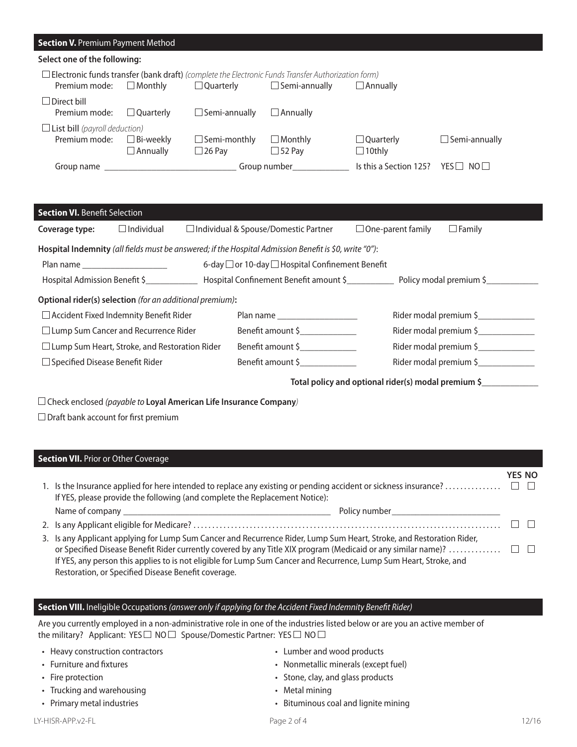## Section V. Premium Payment Method

**Select one of the following:**

☐ **Electronic funds transfer (bank draft)** *(complete the Electronic Funds Transfer Authorization form)*
Premium mode: ☐ Monthly ☐ Quarterly ☐ Semi-annually ☐ Annually

☐ Direct bill
Premium mode: ☐ Quarterly ☐ Semi-annually ☐ Annually

☐ List bill *(payroll deduction)*
Premium mode: ☐ Bi-weekly ☐ Semi-monthly ☐ Monthly ☐ Quarterly ☐ Semi-annually ☐ Annually ☐ 26 Pay ☐ 52 Pay ☐ 10thly

Group name ____________________________ Group number_____________ Is this a Section 125? YES ☐ NO ☐

## Section VI. Benefit Selection

**Coverage type:** ☐ Individual ☐ Individual & Spouse/Domestic Partner ☐ One-parent family ☐ Family

**Hospital Indemnity** *(all fields must be answered; if the Hospital Admission Benefit is $0, write "0")*:

Plan name ___________________ 6-day ☐ or 10-day ☐ Hospital Confinement Benefit

Hospital Admission Benefit $____________ Hospital Confinement Benefit amount $__________ Policy modal premium $___________

**Optional rider(s) selection** *(for an additional premium)*:

| | | |
|---|---|---|
| ☐ Accident Fixed Indemnity Benefit Rider | Plan name __________________ | Rider modal premium $_____________ |
| ☐ Lump Sum Cancer and Recurrence Rider | Benefit amount $_____________ | Rider modal premium $_____________ |
| ☐ Lump Sum Heart, Stroke, and Restoration Rider | Benefit amount $_____________ | Rider modal premium $_____________ |
| ☐ Specified Disease Benefit Rider | Benefit amount $_____________ | Rider modal premium $_____________ |

**Total policy and optional rider(s) modal premium $____________**

☐ Check enclosed *(payable to* **Loyal American Life Insurance Company***)*

☐ Draft bank account for first premium

## Section VII. Prior or Other Coverage

| | YES | NO |
|---|---|---|
| 1. Is the Insurance applied for here intended to replace any existing or pending accident or sickness insurance? If YES, please provide the following (and complete the Replacement Notice): Name of company ______________________ Policy number______________________ | ☐ | ☐ |
| 2. Is any Applicant eligible for Medicare? | ☐ | ☐ |
| 3. Is any Applicant applying for Lump Sum Cancer and Recurrence Rider, Lump Sum Heart, Stroke, and Restoration Rider, or Specified Disease Benefit Rider currently covered by any Title XIX program (Medicaid or any similar name)? If YES, any person this applies to is not eligible for Lump Sum Cancer and Recurrence, Lump Sum Heart, Stroke, and Restoration, or Specified Disease Benefit coverage. | ☐ | ☐ |

## Section VIII. Ineligible Occupations *(answer only if applying for the Accident Fixed Indemnity Benefit Rider)*

Are you currently employed in a non-administrative role in one of the industries listed below or are you an active member of the military? Applicant: YES ☐ NO ☐ Spouse/Domestic Partner: YES ☐ NO ☐

- Heavy construction contractors
- Furniture and fixtures
- Fire protection
- Trucking and warehousing
- Primary metal industries
- Lumber and wood products
- Nonmetallic minerals (except fuel)
- Stone, clay, and glass products
- Metal mining
- Bituminous coal and lignite mining

LY-HISR-APP.v2-FL 12/16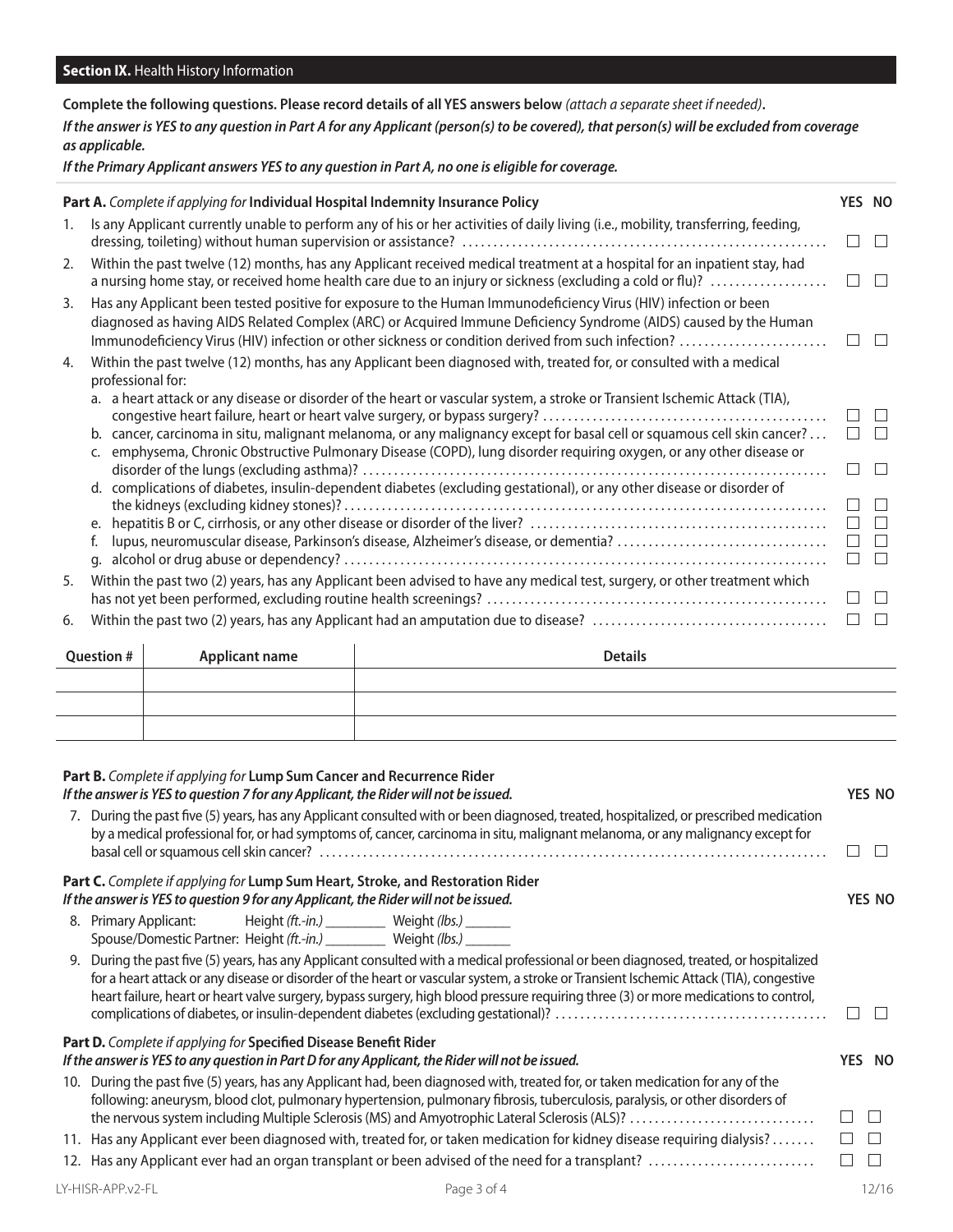## Section IX. Health History Information

**Complete the following questions. Please record details of all YES answers below** *(attach a separate sheet if needed)***.**

***If the answer is YES to any question in Part A for any Applicant (person(s) to be covered), that person(s) will be excluded from coverage as applicable.***

***If the Primary Applicant answers YES to any question in Part A, no one is eligible for coverage.***

### Part A. *Complete if applying for* Individual Hospital Indemnity Insurance Policy

| | | YES | NO |
|---|---|---|---|
| 1. | Is any Applicant currently unable to perform any of his or her activities of daily living (i.e., mobility, transferring, feeding, dressing, toileting) without human supervision or assistance? | ☐ | ☐ |
| 2. | Within the past twelve (12) months, has any Applicant received medical treatment at a hospital for an inpatient stay, had a nursing home stay, or received home health care due to an injury or sickness (excluding a cold or flu)? | ☐ | ☐ |
| 3. | Has any Applicant been tested positive for exposure to the Human Immunodeficiency Virus (HIV) infection or been diagnosed as having AIDS Related Complex (ARC) or Acquired Immune Deficiency Syndrome (AIDS) caused by the Human Immunodeficiency Virus (HIV) infection or other sickness or condition derived from such infection? | ☐ | ☐ |
| 4. | Within the past twelve (12) months, has any Applicant been diagnosed with, treated for, or consulted with a medical professional for: | | |
| | a. a heart attack or any disease or disorder of the heart or vascular system, a stroke or Transient Ischemic Attack (TIA), congestive heart failure, heart or heart valve surgery, or bypass surgery? | ☐ | ☐ |
| | b. cancer, carcinoma in situ, malignant melanoma, or any malignancy except for basal cell or squamous cell skin cancer? | ☐ | ☐ |
| | c. emphysema, Chronic Obstructive Pulmonary Disease (COPD), lung disorder requiring oxygen, or any other disease or disorder of the lungs (excluding asthma)? | ☐ | ☐ |
| | d. complications of diabetes, insulin-dependent diabetes (excluding gestational), or any other disease or disorder of the kidneys (excluding kidney stones)? | ☐ | ☐ |
| | e. hepatitis B or C, cirrhosis, or any other disease or disorder of the liver? | ☐ | ☐ |
| | f. lupus, neuromuscular disease, Parkinson's disease, Alzheimer's disease, or dementia? | ☐ | ☐ |
| | g. alcohol or drug abuse or dependency? | ☐ | ☐ |
| 5. | Within the past two (2) years, has any Applicant been advised to have any medical test, surgery, or other treatment which has not yet been performed, excluding routine health screenings? | ☐ | ☐ |
| 6. | Within the past two (2) years, has any Applicant had an amputation due to disease? | ☐ | ☐ |

| Question # | Applicant name | Details |
|---|---|---|
| | | |
| | | |
| | | |

### Part B. *Complete if applying for* Lump Sum Cancer and Recurrence Rider

***If the answer is YES to question 7 for any Applicant, the Rider will not be issued.***

| | | YES | NO |
|---|---|---|---|
| 7. | During the past five (5) years, has any Applicant consulted with or been diagnosed, treated, hospitalized, or prescribed medication by a medical professional for, or had symptoms of, cancer, carcinoma in situ, malignant melanoma, or any malignancy except for basal cell or squamous cell skin cancer? | ☐ | ☐ |

### Part C. *Complete if applying for* Lump Sum Heart, Stroke, and Restoration Rider

***If the answer is YES to question 9 for any Applicant, the Rider will not be issued.***

8. Primary Applicant: Height *(ft.-in.)* ________ Weight *(lbs.)* ______
   Spouse/Domestic Partner: Height *(ft.-in.)* ________ Weight *(lbs.)* ______

| | | YES | NO |
|---|---|---|---|
| 9. | During the past five (5) years, has any Applicant consulted with a medical professional or been diagnosed, treated, or hospitalized for a heart attack or any disease or disorder of the heart or vascular system, a stroke or Transient Ischemic Attack (TIA), congestive heart failure, heart or heart valve surgery, bypass surgery, high blood pressure requiring three (3) or more medications to control, complications of diabetes, or insulin-dependent diabetes (excluding gestational)? | ☐ | ☐ |

### Part D. *Complete if applying for* Specified Disease Benefit Rider

***If the answer is YES to any question in Part D for any Applicant, the Rider will not be issued.***

| | | YES | NO |
|---|---|---|---|
| 10. | During the past five (5) years, has any Applicant had, been diagnosed with, treated for, or taken medication for any of the following: aneurysm, blood clot, pulmonary hypertension, pulmonary fibrosis, tuberculosis, paralysis, or other disorders of the nervous system including Multiple Sclerosis (MS) and Amyotrophic Lateral Sclerosis (ALS)? | ☐ | ☐ |
| 11. | Has any Applicant ever been diagnosed with, treated for, or taken medication for kidney disease requiring dialysis? | ☐ | ☐ |
| 12. | Has any Applicant ever had an organ transplant or been advised of the need for a transplant? | ☐ | ☐ |

LY-HISR-APP.v2-FL 12/16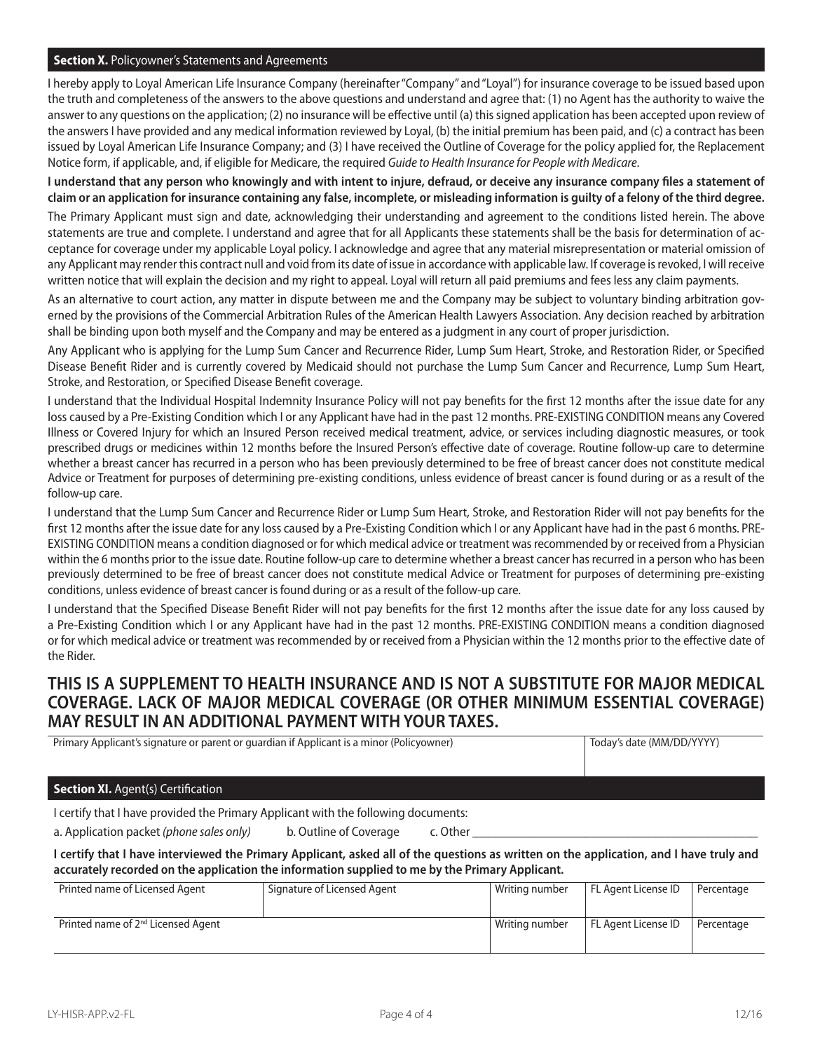## Section X. Policyowner's Statements and Agreements

I hereby apply to Loyal American Life Insurance Company (hereinafter "Company" and "Loyal") for insurance coverage to be issued based upon the truth and completeness of the answers to the above questions and understand and agree that: (1) no Agent has the authority to waive the answer to any questions on the application; (2) no insurance will be effective until (a) this signed application has been accepted upon review of the answers I have provided and any medical information reviewed by Loyal, (b) the initial premium has been paid, and (c) a contract has been issued by Loyal American Life Insurance Company; and (3) I have received the Outline of Coverage for the policy applied for, the Replacement Notice form, if applicable, and, if eligible for Medicare, the required *Guide to Health Insurance for People with Medicare*.

**I understand that any person who knowingly and with intent to injure, defraud, or deceive any insurance company files a statement of claim or an application for insurance containing any false, incomplete, or misleading information is guilty of a felony of the third degree.**

The Primary Applicant must sign and date, acknowledging their understanding and agreement to the conditions listed herein. The above statements are true and complete. I understand and agree that for all Applicants these statements shall be the basis for determination of acceptance for coverage under my applicable Loyal policy. I acknowledge and agree that any material misrepresentation or material omission of any Applicant may render this contract null and void from its date of issue in accordance with applicable law. If coverage is revoked, I will receive written notice that will explain the decision and my right to appeal. Loyal will return all paid premiums and fees less any claim payments.

As an alternative to court action, any matter in dispute between me and the Company may be subject to voluntary binding arbitration governed by the provisions of the Commercial Arbitration Rules of the American Health Lawyers Association. Any decision reached by arbitration shall be binding upon both myself and the Company and may be entered as a judgment in any court of proper jurisdiction.

Any Applicant who is applying for the Lump Sum Cancer and Recurrence Rider, Lump Sum Heart, Stroke, and Restoration Rider, or Specified Disease Benefit Rider and is currently covered by Medicaid should not purchase the Lump Sum Cancer and Recurrence, Lump Sum Heart, Stroke, and Restoration, or Specified Disease Benefit coverage.

I understand that the Individual Hospital Indemnity Insurance Policy will not pay benefits for the first 12 months after the issue date for any loss caused by a Pre-Existing Condition which I or any Applicant have had in the past 12 months. PRE-EXISTING CONDITION means any Covered Illness or Covered Injury for which an Insured Person received medical treatment, advice, or services including diagnostic measures, or took prescribed drugs or medicines within 12 months before the Insured Person's effective date of coverage. Routine follow-up care to determine whether a breast cancer has recurred in a person who has been previously determined to be free of breast cancer does not constitute medical Advice or Treatment for purposes of determining pre-existing conditions, unless evidence of breast cancer is found during or as a result of the follow-up care.

I understand that the Lump Sum Cancer and Recurrence Rider or Lump Sum Heart, Stroke, and Restoration Rider will not pay benefits for the first 12 months after the issue date for any loss caused by a Pre-Existing Condition which I or any Applicant have had in the past 6 months. PRE-EXISTING CONDITION means a condition diagnosed or for which medical advice or treatment was recommended by or received from a Physician within the 6 months prior to the issue date. Routine follow-up care to determine whether a breast cancer has recurred in a person who has been previously determined to be free of breast cancer does not constitute medical Advice or Treatment for purposes of determining pre-existing conditions, unless evidence of breast cancer is found during or as a result of the follow-up care.

I understand that the Specified Disease Benefit Rider will not pay benefits for the first 12 months after the issue date for any loss caused by a Pre-Existing Condition which I or any Applicant have had in the past 12 months. PRE-EXISTING CONDITION means a condition diagnosed or for which medical advice or treatment was recommended by or received from a Physician within the 12 months prior to the effective date of the Rider.

## THIS IS A SUPPLEMENT TO HEALTH INSURANCE AND IS NOT A SUBSTITUTE FOR MAJOR MEDICAL COVERAGE. LACK OF MAJOR MEDICAL COVERAGE (OR OTHER MINIMUM ESSENTIAL COVERAGE) MAY RESULT IN AN ADDITIONAL PAYMENT WITH YOUR TAXES.

| Primary Applicant's signature or parent or guardian if Applicant is a minor (Policyowner) | Today's date (MM/DD/YYYY) |
|---|---|
| | |

## Section XI. Agent(s) Certification

I certify that I have provided the Primary Applicant with the following documents:

a. Application packet *(phone sales only)* b. Outline of Coverage c. Other ____________________

**I certify that I have interviewed the Primary Applicant, asked all of the questions as written on the application, and I have truly and accurately recorded on the application the information supplied to me by the Primary Applicant.**

| Printed name of Licensed Agent | Signature of Licensed Agent | Writing number | FL Agent License ID | Percentage |
|---|---|---|---|---|
| | | | | |
| Printed name of 2nd Licensed Agent | | Writing number | FL Agent License ID | Percentage |
| | | | | |

LY-HISR-APP.v2-FL 12/16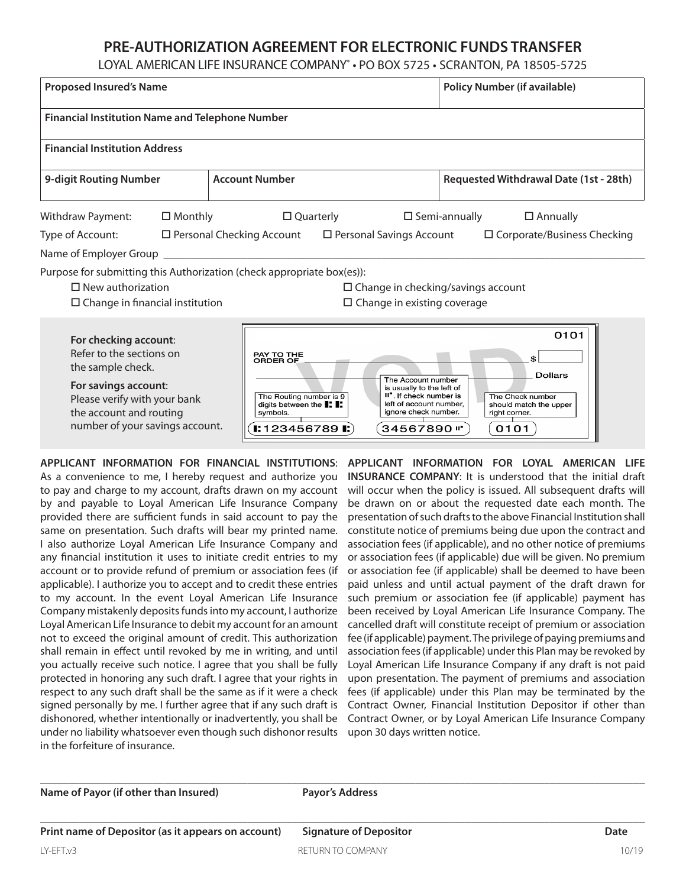# PRE-AUTHORIZATION AGREEMENT FOR ELECTRONIC FUNDS TRANSFER

LOYAL AMERICAN LIFE INSURANCE COMPANY® • PO BOX 5725 • SCRANTON, PA 18505-5725

| **Proposed Insured's Name** | | **Policy Number (if available)** |
|---|---|---|
| **Financial Institution Name and Telephone Number** | | |
| **Financial Institution Address** | | |
| **9-digit Routing Number** | **Account Number** | **Requested Withdrawal Date (1st - 28th)** |

Withdraw Payment: ☐ Monthly ☐ Quarterly ☐ Semi-annually ☐ Annually

Type of Account: ☐ Personal Checking Account ☐ Personal Savings Account ☐ Corporate/Business Checking

Name of Employer Group ____________________

Purpose for submitting this Authorization (check appropriate box(es)):

- ☐ New authorization
- ☐ Change in checking/savings account
- ☐ Change in financial institution
- ☐ Change in existing coverage

**For checking account**: Refer to the sections on the sample check.

**For savings account**: Please verify with your bank the account and routing number of your savings account.

Sample check (VOID): PAY TO THE ORDER OF ______ $ ______ Dollars; check number 0101.

- The Routing number is 9 digits between the ⑆ ⑆ symbols. — ⑆123456789⑆
- The Account number is usually to the left of ⑈. If check number is left of account number, ignore check number. — 34567890⑈
- The Check number should match the upper right corner. — 0101

**APPLICANT INFORMATION FOR FINANCIAL INSTITUTIONS**: As a convenience to me, I hereby request and authorize you to pay and charge to my account, drafts drawn on my account by and payable to Loyal American Life Insurance Company provided there are sufficient funds in said account to pay the same on presentation. Such drafts will bear my printed name. I also authorize Loyal American Life Insurance Company and any financial institution it uses to initiate credit entries to my account or to provide refund of premium or association fees (if applicable). I authorize you to accept and to credit these entries to my account. In the event Loyal American Life Insurance Company mistakenly deposits funds into my account, I authorize Loyal American Life Insurance to debit my account for an amount not to exceed the original amount of credit. This authorization shall remain in effect until revoked by me in writing, and until you actually receive such notice. I agree that you shall be fully protected in honoring any such draft. I agree that your rights in respect to any such draft shall be the same as if it were a check signed personally by me. I further agree that if any such draft is dishonored, whether intentionally or inadvertently, you shall be under no liability whatsoever even though such dishonor results in the forfeiture of insurance.

**APPLICANT INFORMATION FOR LOYAL AMERICAN LIFE INSURANCE COMPANY**: It is understood that the initial draft will occur when the policy is issued. All subsequent drafts will be drawn on or about the requested date each month. The presentation of such drafts to the above Financial Institution shall constitute notice of premiums being due upon the contract and association fees (if applicable), and no other notice of premiums or association fees (if applicable) due will be given. No premium or association fee (if applicable) shall be deemed to have been paid unless and until actual payment of the draft drawn for such premium or association fee (if applicable) payment has been received by Loyal American Life Insurance Company. The cancelled draft will constitute receipt of premium or association fee (if applicable) payment. The privilege of paying premiums and association fees (if applicable) under this Plan may be revoked by Loyal American Life Insurance Company if any draft is not paid upon presentation. The payment of premiums and association fees (if applicable) under this Plan may be terminated by the Contract Owner, Financial Institution Depositor if other than Contract Owner, or by Loyal American Life Insurance Company upon 30 days written notice.

| **Name of Payor (if other than Insured)** | **Payor's Address** | |
|---|---|---|
| **Print name of Depositor (as it appears on account)** | **Signature of Depositor** | **Date** |

LY-EFT.v3 RETURN TO COMPANY 10/19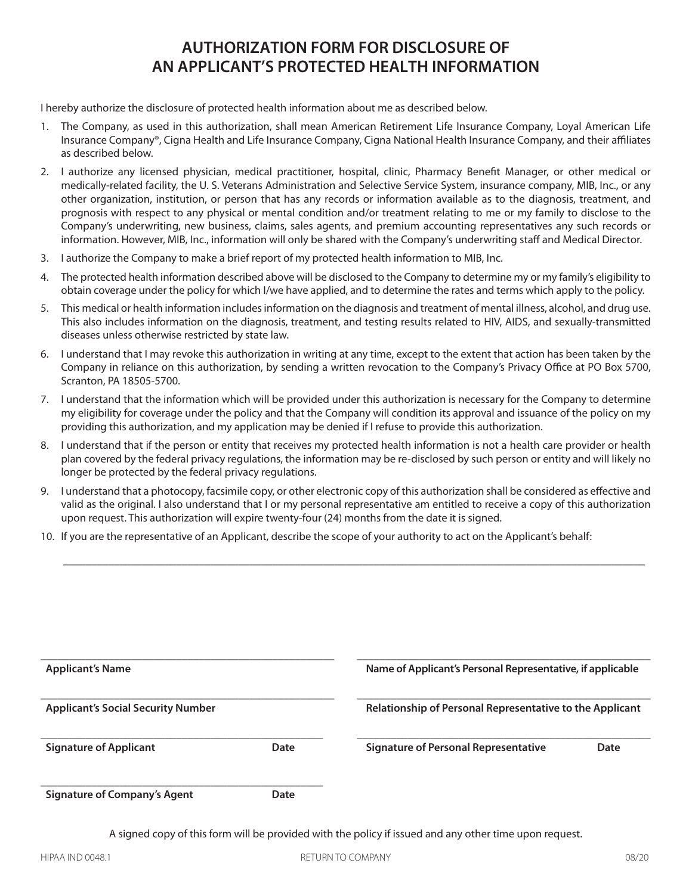# AUTHORIZATION FORM FOR DISCLOSURE OF AN APPLICANT'S PROTECTED HEALTH INFORMATION

I hereby authorize the disclosure of protected health information about me as described below.

1. The Company, as used in this authorization, shall mean American Retirement Life Insurance Company, Loyal American Life Insurance Company®, Cigna Health and Life Insurance Company, Cigna National Health Insurance Company, and their affiliates as described below.
2. I authorize any licensed physician, medical practitioner, hospital, clinic, Pharmacy Benefit Manager, or other medical or medically-related facility, the U. S. Veterans Administration and Selective Service System, insurance company, MIB, Inc., or any other organization, institution, or person that has any records or information available as to the diagnosis, treatment, and prognosis with respect to any physical or mental condition and/or treatment relating to me or my family to disclose to the Company's underwriting, new business, claims, sales agents, and premium accounting representatives any such records or information. However, MIB, Inc., information will only be shared with the Company's underwriting staff and Medical Director.
3. I authorize the Company to make a brief report of my protected health information to MIB, Inc.
4. The protected health information described above will be disclosed to the Company to determine my or my family's eligibility to obtain coverage under the policy for which I/we have applied, and to determine the rates and terms which apply to the policy.
5. This medical or health information includes information on the diagnosis and treatment of mental illness, alcohol, and drug use. This also includes information on the diagnosis, treatment, and testing results related to HIV, AIDS, and sexually-transmitted diseases unless otherwise restricted by state law.
6. I understand that I may revoke this authorization in writing at any time, except to the extent that action has been taken by the Company in reliance on this authorization, by sending a written revocation to the Company's Privacy Office at PO Box 5700, Scranton, PA 18505-5700.
7. I understand that the information which will be provided under this authorization is necessary for the Company to determine my eligibility for coverage under the policy and that the Company will condition its approval and issuance of the policy on my providing this authorization, and my application may be denied if I refuse to provide this authorization.
8. I understand that if the person or entity that receives my protected health information is not a health care provider or health plan covered by the federal privacy regulations, the information may be re-disclosed by such person or entity and will likely no longer be protected by the federal privacy regulations.
9. I understand that a photocopy, facsimile copy, or other electronic copy of this authorization shall be considered as effective and valid as the original. I also understand that I or my personal representative am entitled to receive a copy of this authorization upon request. This authorization will expire twenty-four (24) months from the date it is signed.
10. If you are the representative of an Applicant, describe the scope of your authority to act on the Applicant's behalf:

\_\_\_\_\_\_\_\_\_\_\_\_\_\_\_\_\_\_\_\_\_\_\_\_\_\_\_\_\_\_\_\_\_\_\_\_\_\_\_\_\_\_\_\_\_\_\_\_\_\_\_\_\_\_\_\_\_\_\_\_\_\_\_\_

\_\_\_\_\_\_\_\_\_\_\_\_\_\_\_\_\_\_\_\_\_\_\_\_\_\_\_\_\_\_\_\_\_\_\_\_\_\_\_\_
**Applicant's Name**

\_\_\_\_\_\_\_\_\_\_\_\_\_\_\_\_\_\_\_\_\_\_\_\_\_\_\_\_\_\_\_\_\_\_\_\_\_\_\_\_
**Name of Applicant's Personal Representative, if applicable**

\_\_\_\_\_\_\_\_\_\_\_\_\_\_\_\_\_\_\_\_\_\_\_\_\_\_\_\_\_\_\_\_\_\_\_\_\_\_\_\_
**Applicant's Social Security Number**

\_\_\_\_\_\_\_\_\_\_\_\_\_\_\_\_\_\_\_\_\_\_\_\_\_\_\_\_\_\_\_\_\_\_\_\_\_\_\_\_
**Relationship of Personal Representative to the Applicant**

\_\_\_\_\_\_\_\_\_\_\_\_\_\_\_\_\_\_\_\_\_\_\_\_\_\_\_\_\_\_\_\_\_\_\_\_\_\_\_\_
**Signature of Applicant** **Date**

\_\_\_\_\_\_\_\_\_\_\_\_\_\_\_\_\_\_\_\_\_\_\_\_\_\_\_\_\_\_\_\_\_\_\_\_\_\_\_\_
**Signature of Personal Representative** **Date**

\_\_\_\_\_\_\_\_\_\_\_\_\_\_\_\_\_\_\_\_\_\_\_\_\_\_\_\_\_\_\_\_\_\_\_\_\_\_\_\_
**Signature of Company's Agent** **Date**

A signed copy of this form will be provided with the policy if issued and any other time upon request.

HIPAA IND 0048.1 RETURN TO COMPANY 08/20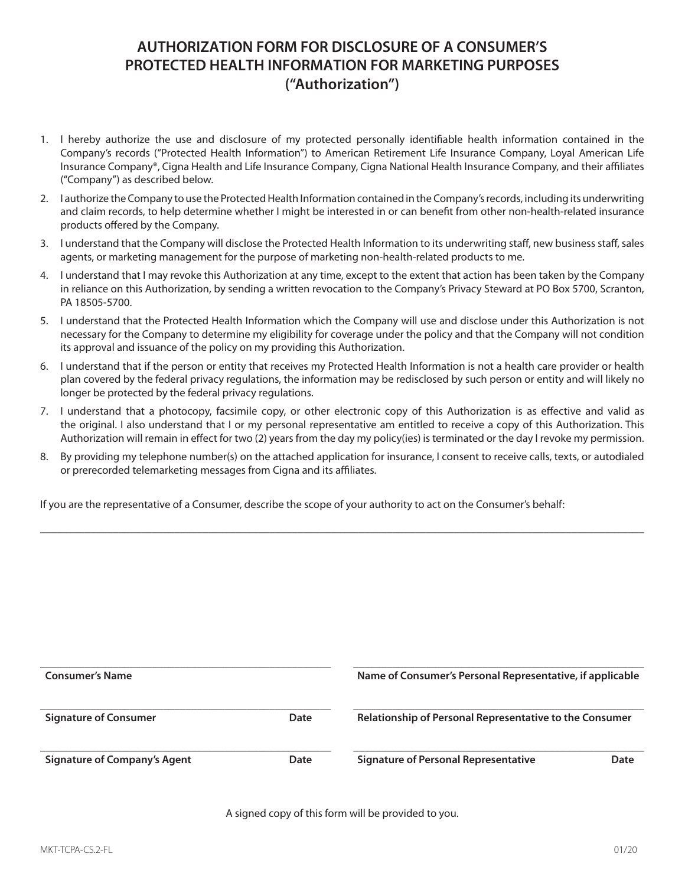# AUTHORIZATION FORM FOR DISCLOSURE OF A CONSUMER'S PROTECTED HEALTH INFORMATION FOR MARKETING PURPOSES ("Authorization")

1. I hereby authorize the use and disclosure of my protected personally identifiable health information contained in the Company's records ("Protected Health Information") to American Retirement Life Insurance Company, Loyal American Life Insurance Company®, Cigna Health and Life Insurance Company, Cigna National Health Insurance Company, and their affiliates ("Company") as described below.
2. I authorize the Company to use the Protected Health Information contained in the Company's records, including its underwriting and claim records, to help determine whether I might be interested in or can benefit from other non-health-related insurance products offered by the Company.
3. I understand that the Company will disclose the Protected Health Information to its underwriting staff, new business staff, sales agents, or marketing management for the purpose of marketing non-health-related products to me.
4. I understand that I may revoke this Authorization at any time, except to the extent that action has been taken by the Company in reliance on this Authorization, by sending a written revocation to the Company's Privacy Steward at PO Box 5700, Scranton, PA 18505-5700.
5. I understand that the Protected Health Information which the Company will use and disclose under this Authorization is not necessary for the Company to determine my eligibility for coverage under the policy and that the Company will not condition its approval and issuance of the policy on my providing this Authorization.
6. I understand that if the person or entity that receives my Protected Health Information is not a health care provider or health plan covered by the federal privacy regulations, the information may be redisclosed by such person or entity and will likely no longer be protected by the federal privacy regulations.
7. I understand that a photocopy, facsimile copy, or other electronic copy of this Authorization is as effective and valid as the original. I also understand that I or my personal representative am entitled to receive a copy of this Authorization. This Authorization will remain in effect for two (2) years from the day my policy(ies) is terminated or the day I revoke my permission.
8. By providing my telephone number(s) on the attached application for insurance, I consent to receive calls, texts, or autodialed or prerecorded telemarketing messages from Cigna and its affiliates.

If you are the representative of a Consumer, describe the scope of your authority to act on the Consumer's behalf:

\_\_\_\_\_\_\_\_\_\_\_\_\_\_\_\_\_\_\_\_\_\_\_\_\_\_\_\_\_\_\_\_\_\_\_\_\_\_\_\_\_\_\_\_\_\_\_\_\_\_\_\_\_\_\_\_\_\_\_\_\_\_\_\_\_\_\_\_\_\_

\_\_\_\_\_\_\_\_\_\_\_\_\_\_\_\_\_\_\_\_\_\_\_\_\_\_\_\_\_\_\_\_\_\_\_\_
**Consumer's Name**

\_\_\_\_\_\_\_\_\_\_\_\_\_\_\_\_\_\_\_\_\_\_\_\_\_\_\_\_\_\_\_\_\_\_\_\_
**Signature of Consumer** **Date**

\_\_\_\_\_\_\_\_\_\_\_\_\_\_\_\_\_\_\_\_\_\_\_\_\_\_\_\_\_\_\_\_\_\_\_\_
**Signature of Company's Agent** **Date**

\_\_\_\_\_\_\_\_\_\_\_\_\_\_\_\_\_\_\_\_\_\_\_\_\_\_\_\_\_\_\_\_\_\_\_\_
**Name of Consumer's Personal Representative, if applicable**

\_\_\_\_\_\_\_\_\_\_\_\_\_\_\_\_\_\_\_\_\_\_\_\_\_\_\_\_\_\_\_\_\_\_\_\_
**Relationship of Personal Representative to the Consumer**

\_\_\_\_\_\_\_\_\_\_\_\_\_\_\_\_\_\_\_\_\_\_\_\_\_\_\_\_\_\_\_\_\_\_\_\_
**Signature of Personal Representative** **Date**

A signed copy of this form will be provided to you.

MKT-TCPA-CS.2-FL 01/20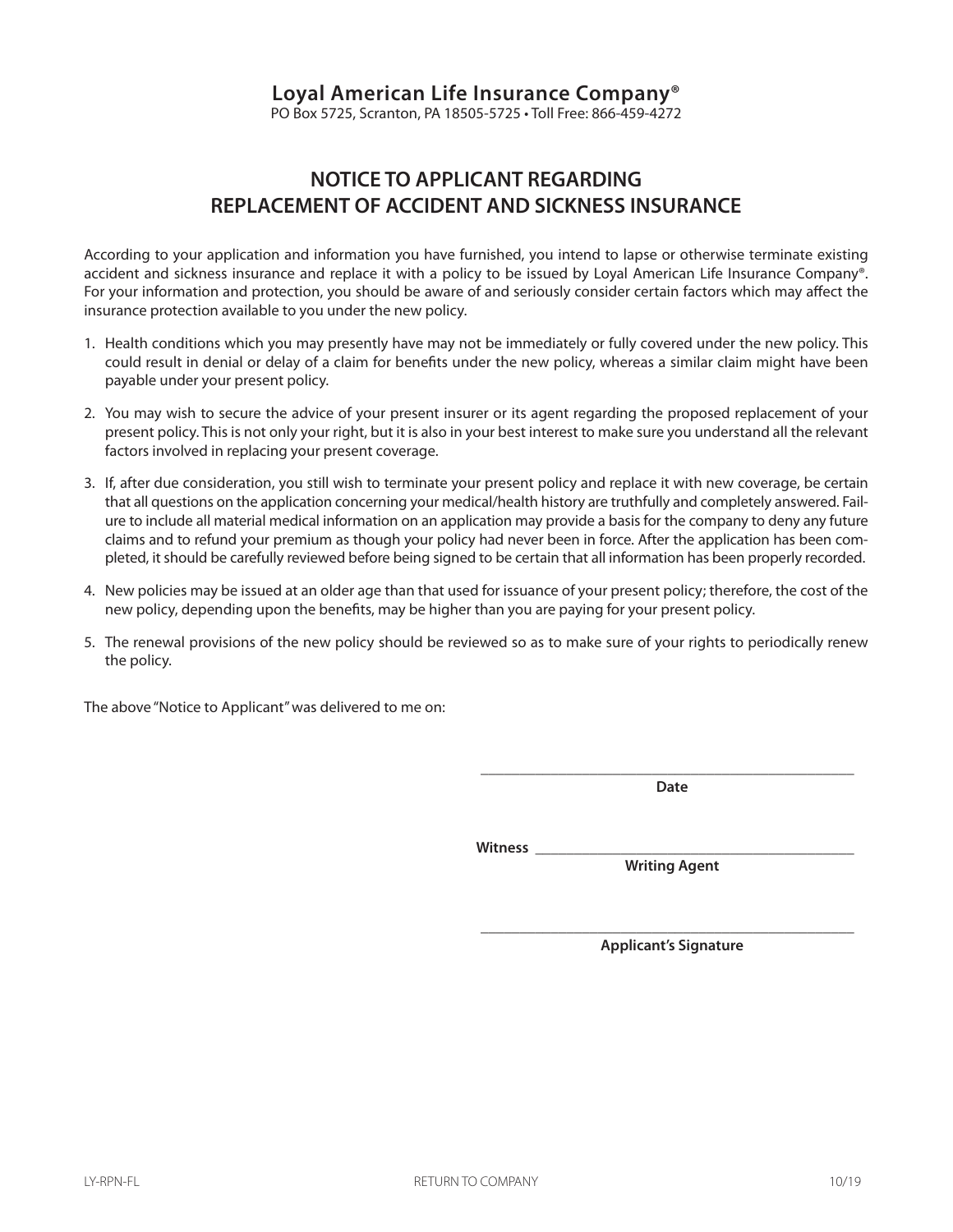**Loyal American Life Insurance Company®**
PO Box 5725, Scranton, PA 18505-5725 • Toll Free: 866-459-4272

# NOTICE TO APPLICANT REGARDING REPLACEMENT OF ACCIDENT AND SICKNESS INSURANCE

According to your application and information you have furnished, you intend to lapse or otherwise terminate existing accident and sickness insurance and replace it with a policy to be issued by Loyal American Life Insurance Company®. For your information and protection, you should be aware of and seriously consider certain factors which may affect the insurance protection available to you under the new policy.

1. Health conditions which you may presently have may not be immediately or fully covered under the new policy. This could result in denial or delay of a claim for benefits under the new policy, whereas a similar claim might have been payable under your present policy.
2. You may wish to secure the advice of your present insurer or its agent regarding the proposed replacement of your present policy. This is not only your right, but it is also in your best interest to make sure you understand all the relevant factors involved in replacing your present coverage.
3. If, after due consideration, you still wish to terminate your present policy and replace it with new coverage, be certain that all questions on the application concerning your medical/health history are truthfully and completely answered. Failure to include all material medical information on an application may provide a basis for the company to deny any future claims and to refund your premium as though your policy had never been in force. After the application has been completed, it should be carefully reviewed before being signed to be certain that all information has been properly recorded.
4. New policies may be issued at an older age than that used for issuance of your present policy; therefore, the cost of the new policy, depending upon the benefits, may be higher than you are paying for your present policy.
5. The renewal provisions of the new policy should be reviewed so as to make sure of your rights to periodically renew the policy.

The above "Notice to Applicant" was delivered to me on:

\_\_\_\_\_\_\_\_\_\_\_\_\_\_\_\_\_\_\_\_\_\_\_\_\_\_\_\_\_\_\_\_\_\_\_\_\_\_\_\_
**Date**

**Witness** \_\_\_\_\_\_\_\_\_\_\_\_\_\_\_\_\_\_\_\_\_\_\_\_\_\_\_\_\_\_\_\_\_\_\_\_\_\_\_\_
**Writing Agent**

\_\_\_\_\_\_\_\_\_\_\_\_\_\_\_\_\_\_\_\_\_\_\_\_\_\_\_\_\_\_\_\_\_\_\_\_\_\_\_\_
**Applicant's Signature**

LY-RPN-FL RETURN TO COMPANY 10/19